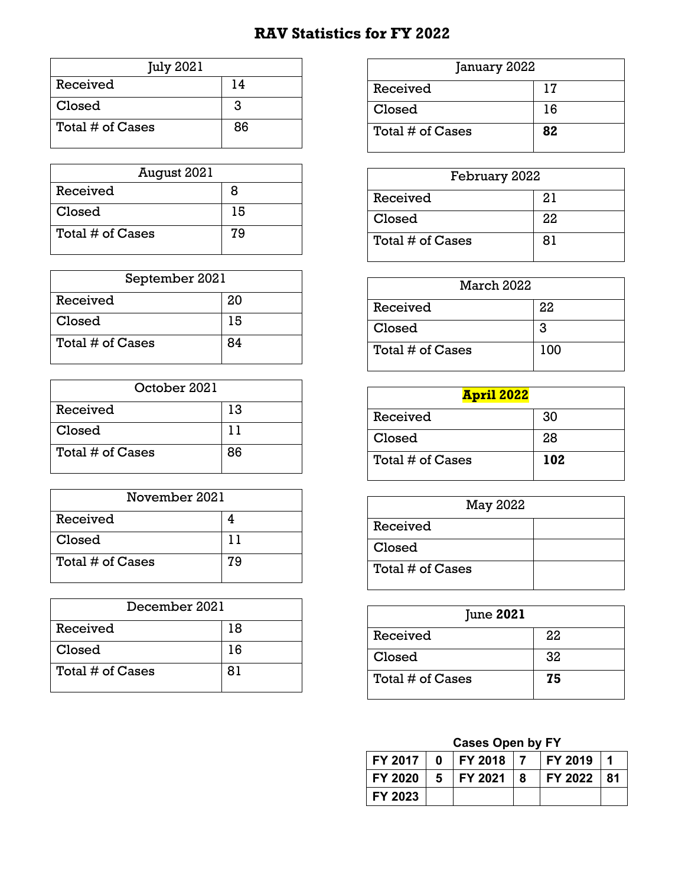# RAV Statistics for FY 2022

| July 2021 | |
|---|---|
| Received | 14 |
| Closed | 3 |
| Total # of Cases | 86 |

| August 2021 | |
|---|---|
| Received | 8 |
| Closed | 15 |
| Total # of Cases | 79 |

| September 2021 | |
|---|---|
| Received | 20 |
| Closed | 15 |
| Total # of Cases | 84 |

| October 2021 | |
|---|---|
| Received | 13 |
| Closed | 11 |
| Total # of Cases | 86 |

| November 2021 | |
|---|---|
| Received | 4 |
| Closed | 11 |
| Total # of Cases | 79 |

| December 2021 | |
|---|---|
| Received | 18 |
| Closed | 16 |
| Total # of Cases | 81 |

| January 2022 | |
|---|---|
| Received | 17 |
| Closed | 16 |
| Total # of Cases | **82** |

| February 2022 | |
|---|---|
| Received | 21 |
| Closed | 22 |
| Total # of Cases | 81 |

| March 2022 | |
|---|---|
| Received | 22 |
| Closed | 3 |
| Total # of Cases | 100 |

| **April 2022** | |
|---|---|
| Received | 30 |
| Closed | 28 |
| Total # of Cases | **102** |

| May 2022 | |
|---|---|
| Received | |
| Closed | |
| Total # of Cases | |

| June **2021** | |
|---|---|
| Received | 22 |
| Closed | 32 |
| Total # of Cases | **75** |

**Cases Open by FY**

| | | | | | |
|---|---|---|---|---|---|
| **FY 2017** | **0** | **FY 2018** | **7** | **FY 2019** | **1** |
| **FY 2020** | **5** | **FY 2021** | **8** | **FY 2022** | **81** |
| **FY 2023** | | | | | |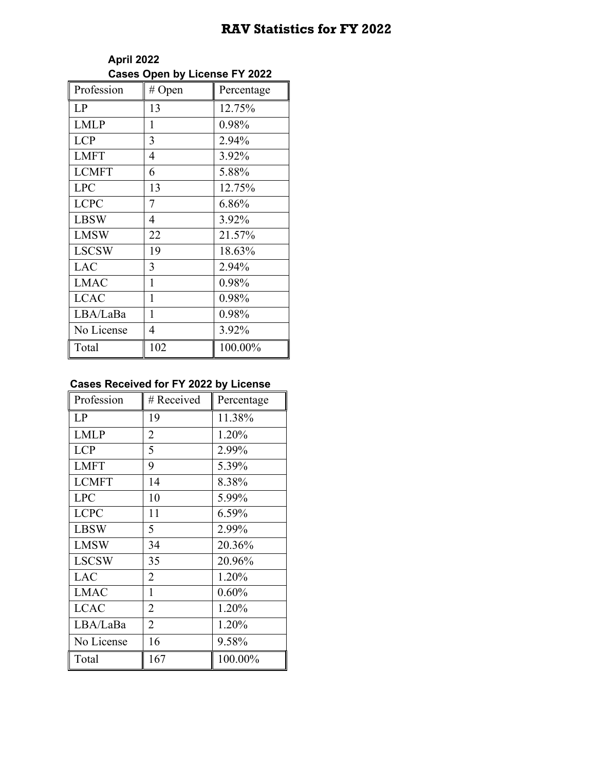# RAV Statistics for FY 2022

**April 2022**

**Cases Open by License FY 2022**

| Profession | # Open | Percentage |
|---|---|---|
| LP | 13 | 12.75% |
| LMLP | 1 | 0.98% |
| LCP | 3 | 2.94% |
| LMFT | 4 | 3.92% |
| LCMFT | 6 | 5.88% |
| LPC | 13 | 12.75% |
| LCPC | 7 | 6.86% |
| LBSW | 4 | 3.92% |
| LMSW | 22 | 21.57% |
| LSCSW | 19 | 18.63% |
| LAC | 3 | 2.94% |
| LMAC | 1 | 0.98% |
| LCAC | 1 | 0.98% |
| LBA/LaBa | 1 | 0.98% |
| No License | 4 | 3.92% |
| Total | 102 | 100.00% |

**Cases Received for FY 2022 by License**

| Profession | # Received | Percentage |
|---|---|---|
| LP | 19 | 11.38% |
| LMLP | 2 | 1.20% |
| LCP | 5 | 2.99% |
| LMFT | 9 | 5.39% |
| LCMFT | 14 | 8.38% |
| LPC | 10 | 5.99% |
| LCPC | 11 | 6.59% |
| LBSW | 5 | 2.99% |
| LMSW | 34 | 20.36% |
| LSCSW | 35 | 20.96% |
| LAC | 2 | 1.20% |
| LMAC | 1 | 0.60% |
| LCAC | 2 | 1.20% |
| LBA/LaBa | 2 | 1.20% |
| No License | 16 | 9.58% |
| Total | 167 | 100.00% |